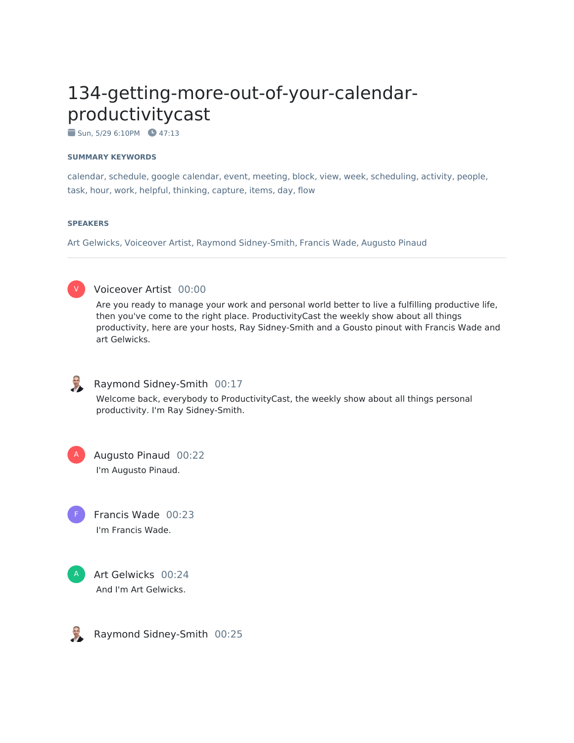# 134-getting-more-out-of-your-calendar-productivitycast

Sun, 5/29 6:10PM  47:13

### SUMMARY KEYWORDS

calendar, schedule, google calendar, event, meeting, block, view, week, scheduling, activity, people, task, hour, work, helpful, thinking, capture, items, day, flow

### SPEAKERS

Art Gelwicks, Voiceover Artist, Raymond Sidney-Smith, Francis Wade, Augusto Pinaud

---

**Voiceover Artist** 00:00
Are you ready to manage your work and personal world better to live a fulfilling productive life, then you've come to the right place. ProductivityCast the weekly show about all things productivity, here are your hosts, Ray Sidney-Smith and a Gousto pinout with Francis Wade and art Gelwicks.

**Raymond Sidney-Smith** 00:17
Welcome back, everybody to ProductivityCast, the weekly show about all things personal productivity. I'm Ray Sidney-Smith.

**Augusto Pinaud** 00:22
I'm Augusto Pinaud.

**Francis Wade** 00:23
I'm Francis Wade.

**Art Gelwicks** 00:24
And I'm Art Gelwicks.

**Raymond Sidney-Smith** 00:25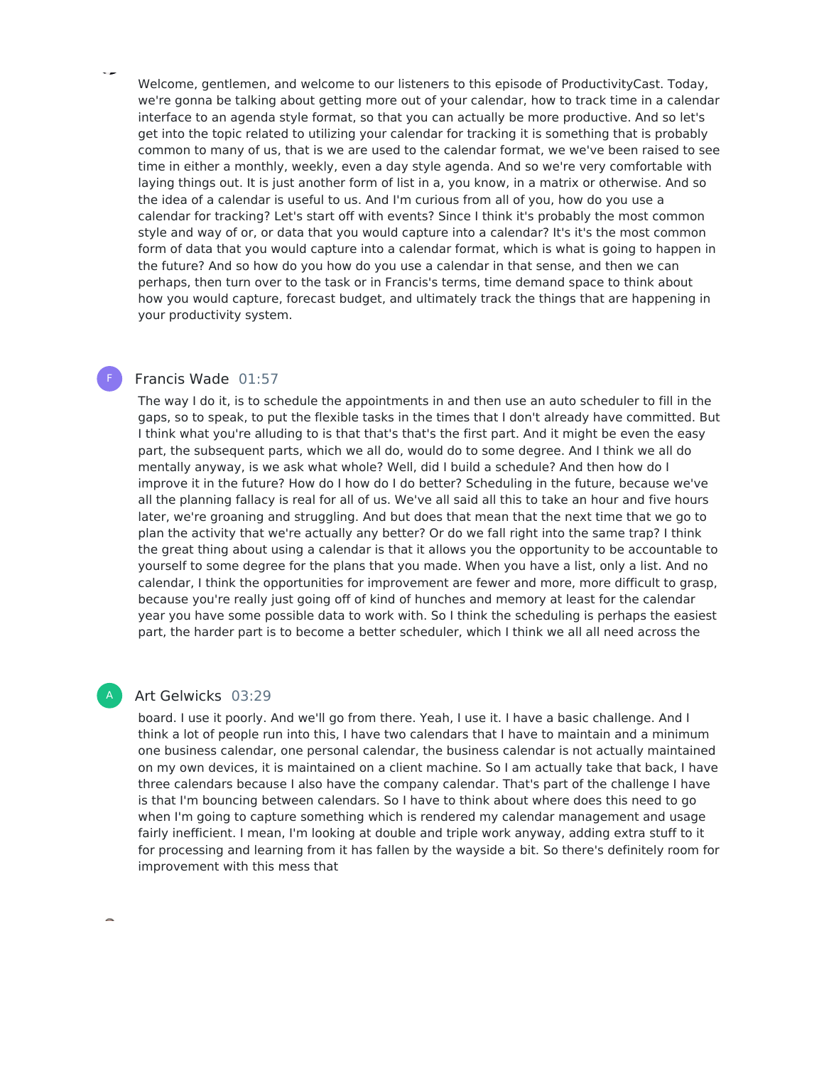Welcome, gentlemen, and welcome to our listeners to this episode of ProductivityCast. Today, we're gonna be talking about getting more out of your calendar, how to track time in a calendar interface to an agenda style format, so that you can actually be more productive. And so let's get into the topic related to utilizing your calendar for tracking it is something that is probably common to many of us, that is we are used to the calendar format, we we've been raised to see time in either a monthly, weekly, even a day style agenda. And so we're very comfortable with laying things out. It is just another form of list in a, you know, in a matrix or otherwise. And so the idea of a calendar is useful to us. And I'm curious from all of you, how do you use a calendar for tracking? Let's start off with events? Since I think it's probably the most common style and way of or, or data that you would capture into a calendar? It's it's the most common form of data that you would capture into a calendar format, which is what is going to happen in the future? And so how do you how do you use a calendar in that sense, and then we can perhaps, then turn over to the task or in Francis's terms, time demand space to think about how you would capture, forecast budget, and ultimately track the things that are happening in your productivity system.

F

**Francis Wade** 01:57

The way I do it, is to schedule the appointments in and then use an auto scheduler to fill in the gaps, so to speak, to put the flexible tasks in the times that I don't already have committed. But I think what you're alluding to is that that's that's the first part. And it might be even the easy part, the subsequent parts, which we all do, would do to some degree. And I think we all do mentally anyway, is we ask what whole? Well, did I build a schedule? And then how do I improve it in the future? How do I how do I do better? Scheduling in the future, because we've all the planning fallacy is real for all of us. We've all said all this to take an hour and five hours later, we're groaning and struggling. And but does that mean that the next time that we go to plan the activity that we're actually any better? Or do we fall right into the same trap? I think the great thing about using a calendar is that it allows you the opportunity to be accountable to yourself to some degree for the plans that you made. When you have a list, only a list. And no calendar, I think the opportunities for improvement are fewer and more, more difficult to grasp, because you're really just going off of kind of hunches and memory at least for the calendar year you have some possible data to work with. So I think the scheduling is perhaps the easiest part, the harder part is to become a better scheduler, which I think we all all need across the

A

**Art Gelwicks** 03:29

board. I use it poorly. And we'll go from there. Yeah, I use it. I have a basic challenge. And I think a lot of people run into this, I have two calendars that I have to maintain and a minimum one business calendar, one personal calendar, the business calendar is not actually maintained on my own devices, it is maintained on a client machine. So I am actually take that back, I have three calendars because I also have the company calendar. That's part of the challenge I have is that I'm bouncing between calendars. So I have to think about where does this need to go when I'm going to capture something which is rendered my calendar management and usage fairly inefficient. I mean, I'm looking at double and triple work anyway, adding extra stuff to it for processing and learning from it has fallen by the wayside a bit. So there's definitely room for improvement with this mess that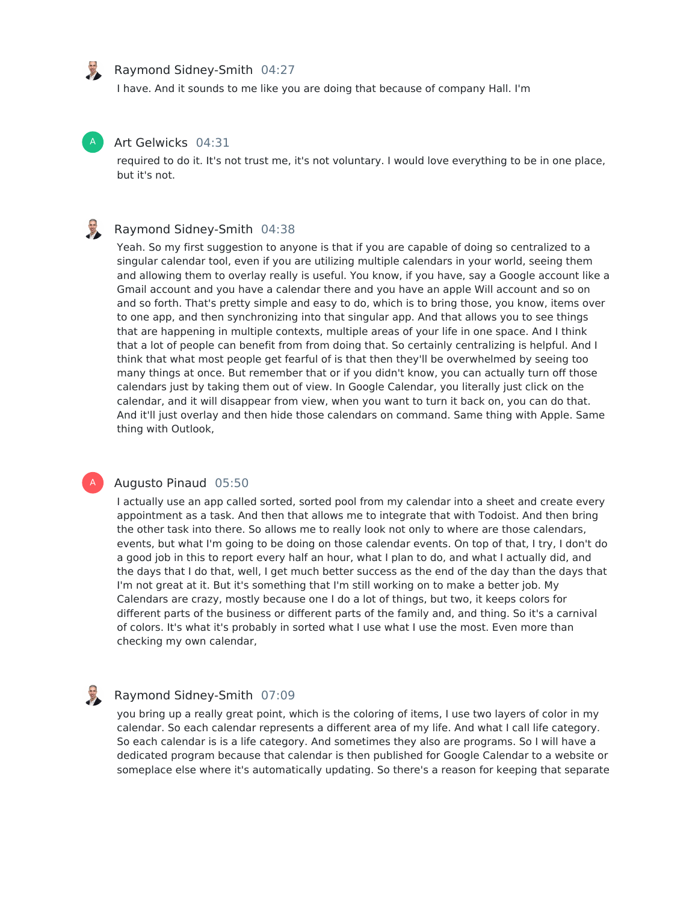Raymond Sidney-Smith 04:27

I have. And it sounds to me like you are doing that because of company Hall. I'm

Art Gelwicks 04:31

required to do it. It's not trust me, it's not voluntary. I would love everything to be in one place, but it's not.

Raymond Sidney-Smith 04:38

Yeah. So my first suggestion to anyone is that if you are capable of doing so centralized to a singular calendar tool, even if you are utilizing multiple calendars in your world, seeing them and allowing them to overlay really is useful. You know, if you have, say a Google account like a Gmail account and you have a calendar there and you have an apple Will account and so on and so forth. That's pretty simple and easy to do, which is to bring those, you know, items over to one app, and then synchronizing into that singular app. And that allows you to see things that are happening in multiple contexts, multiple areas of your life in one space. And I think that a lot of people can benefit from from doing that. So certainly centralizing is helpful. And I think that what most people get fearful of is that then they'll be overwhelmed by seeing too many things at once. But remember that or if you didn't know, you can actually turn off those calendars just by taking them out of view. In Google Calendar, you literally just click on the calendar, and it will disappear from view, when you want to turn it back on, you can do that. And it'll just overlay and then hide those calendars on command. Same thing with Apple. Same thing with Outlook,

Augusto Pinaud 05:50

I actually use an app called sorted, sorted pool from my calendar into a sheet and create every appointment as a task. And then that allows me to integrate that with Todoist. And then bring the other task into there. So allows me to really look not only to where are those calendars, events, but what I'm going to be doing on those calendar events. On top of that, I try, I don't do a good job in this to report every half an hour, what I plan to do, and what I actually did, and the days that I do that, well, I get much better success as the end of the day than the days that I'm not great at it. But it's something that I'm still working on to make a better job. My Calendars are crazy, mostly because one I do a lot of things, but two, it keeps colors for different parts of the business or different parts of the family and, and thing. So it's a carnival of colors. It's what it's probably in sorted what I use what I use the most. Even more than checking my own calendar,

Raymond Sidney-Smith 07:09

you bring up a really great point, which is the coloring of items, I use two layers of color in my calendar. So each calendar represents a different area of my life. And what I call life category. So each calendar is is a life category. And sometimes they also are programs. So I will have a dedicated program because that calendar is then published for Google Calendar to a website or someplace else where it's automatically updating. So there's a reason for keeping that separate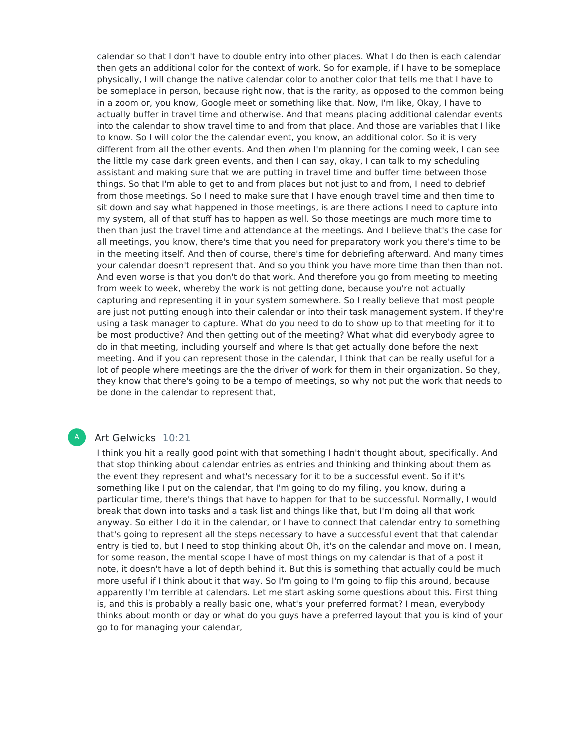calendar so that I don't have to double entry into other places. What I do then is each calendar then gets an additional color for the context of work. So for example, if I have to be someplace physically, I will change the native calendar color to another color that tells me that I have to be someplace in person, because right now, that is the rarity, as opposed to the common being in a zoom or, you know, Google meet or something like that. Now, I'm like, Okay, I have to actually buffer in travel time and otherwise. And that means placing additional calendar events into the calendar to show travel time to and from that place. And those are variables that I like to know. So I will color the the calendar event, you know, an additional color. So it is very different from all the other events. And then when I'm planning for the coming week, I can see the little my case dark green events, and then I can say, okay, I can talk to my scheduling assistant and making sure that we are putting in travel time and buffer time between those things. So that I'm able to get to and from places but not just to and from, I need to debrief from those meetings. So I need to make sure that I have enough travel time and then time to sit down and say what happened in those meetings, is are there actions I need to capture into my system, all of that stuff has to happen as well. So those meetings are much more time to then than just the travel time and attendance at the meetings. And I believe that's the case for all meetings, you know, there's time that you need for preparatory work you there's time to be in the meeting itself. And then of course, there's time for debriefing afterward. And many times your calendar doesn't represent that. And so you think you have more time than then than not. And even worse is that you don't do that work. And therefore you go from meeting to meeting from week to week, whereby the work is not getting done, because you're not actually capturing and representing it in your system somewhere. So I really believe that most people are just not putting enough into their calendar or into their task management system. If they're using a task manager to capture. What do you need to do to show up to that meeting for it to be most productive? And then getting out of the meeting? What what did everybody agree to do in that meeting, including yourself and where Is that get actually done before the next meeting. And if you can represent those in the calendar, I think that can be really useful for a lot of people where meetings are the the driver of work for them in their organization. So they, they know that there's going to be a tempo of meetings, so why not put the work that needs to be done in the calendar to represent that,

**Art Gelwicks** 10:21

I think you hit a really good point with that something I hadn't thought about, specifically. And that stop thinking about calendar entries as entries and thinking and thinking about them as the event they represent and what's necessary for it to be a successful event. So if it's something like I put on the calendar, that I'm going to do my filing, you know, during a particular time, there's things that have to happen for that to be successful. Normally, I would break that down into tasks and a task list and things like that, but I'm doing all that work anyway. So either I do it in the calendar, or I have to connect that calendar entry to something that's going to represent all the steps necessary to have a successful event that that calendar entry is tied to, but I need to stop thinking about Oh, it's on the calendar and move on. I mean, for some reason, the mental scope I have of most things on my calendar is that of a post it note, it doesn't have a lot of depth behind it. But this is something that actually could be much more useful if I think about it that way. So I'm going to I'm going to flip this around, because apparently I'm terrible at calendars. Let me start asking some questions about this. First thing is, and this is probably a really basic one, what's your preferred format? I mean, everybody thinks about month or day or what do you guys have a preferred layout that you is kind of your go to for managing your calendar,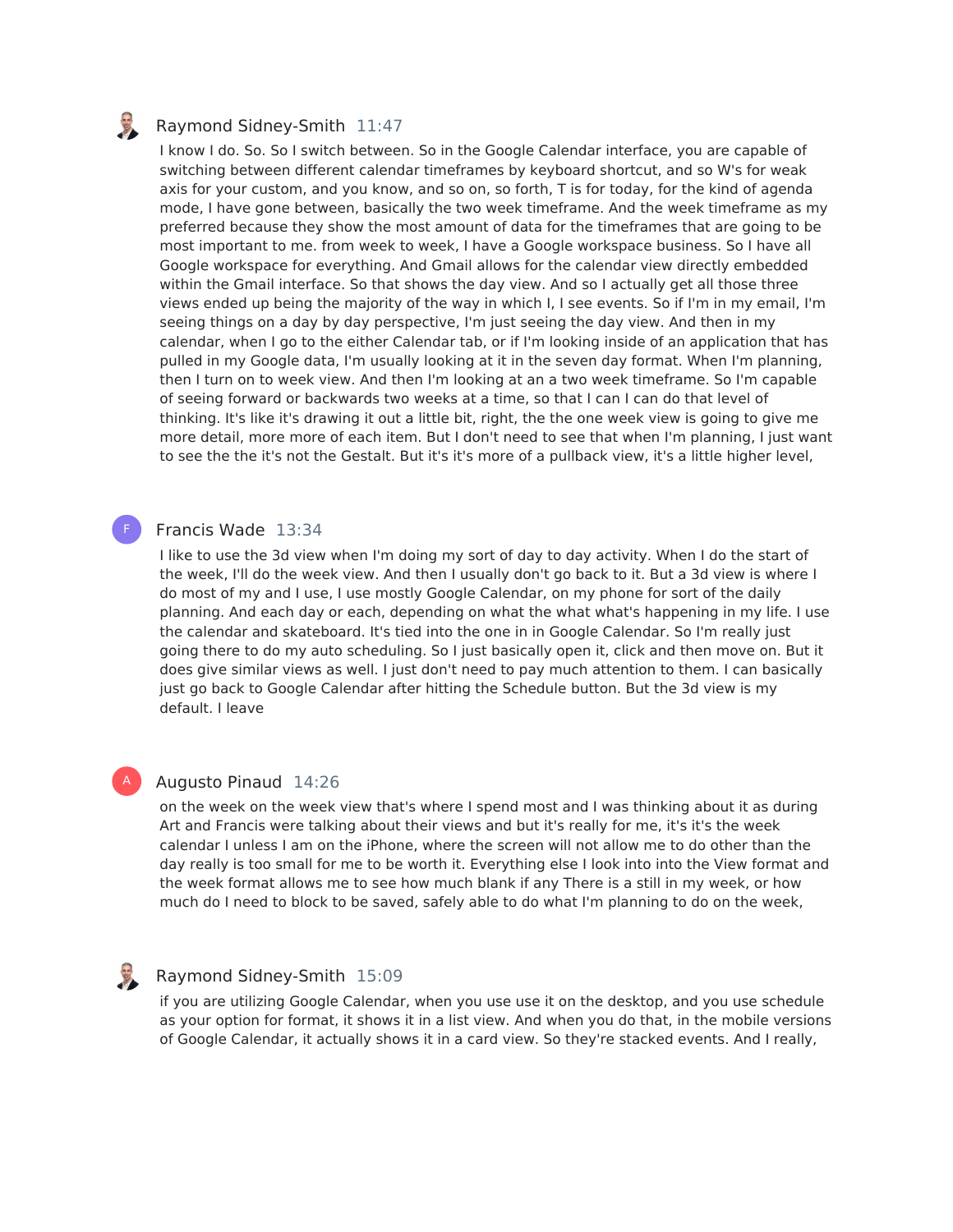Raymond Sidney-Smith 11:47

I know I do. So. So I switch between. So in the Google Calendar interface, you are capable of switching between different calendar timeframes by keyboard shortcut, and so W's for weak axis for your custom, and you know, and so on, so forth, T is for today, for the kind of agenda mode, I have gone between, basically the two week timeframe. And the week timeframe as my preferred because they show the most amount of data for the timeframes that are going to be most important to me. from week to week, I have a Google workspace business. So I have all Google workspace for everything. And Gmail allows for the calendar view directly embedded within the Gmail interface. So that shows the day view. And so I actually get all those three views ended up being the majority of the way in which I, I see events. So if I'm in my email, I'm seeing things on a day by day perspective, I'm just seeing the day view. And then in my calendar, when I go to the either Calendar tab, or if I'm looking inside of an application that has pulled in my Google data, I'm usually looking at it in the seven day format. When I'm planning, then I turn on to week view. And then I'm looking at an a two week timeframe. So I'm capable of seeing forward or backwards two weeks at a time, so that I can I can do that level of thinking. It's like it's drawing it out a little bit, right, the the one week view is going to give me more detail, more more of each item. But I don't need to see that when I'm planning, I just want to see the the it's not the Gestalt. But it's it's more of a pullback view, it's a little higher level,

Francis Wade 13:34

I like to use the 3d view when I'm doing my sort of day to day activity. When I do the start of the week, I'll do the week view. And then I usually don't go back to it. But a 3d view is where I do most of my and I use, I use mostly Google Calendar, on my phone for sort of the daily planning. And each day or each, depending on what the what what's happening in my life. I use the calendar and skateboard. It's tied into the one in in Google Calendar. So I'm really just going there to do my auto scheduling. So I just basically open it, click and then move on. But it does give similar views as well. I just don't need to pay much attention to them. I can basically just go back to Google Calendar after hitting the Schedule button. But the 3d view is my default. I leave

Augusto Pinaud 14:26

on the week on the week view that's where I spend most and I was thinking about it as during Art and Francis were talking about their views and but it's really for me, it's it's the week calendar I unless I am on the iPhone, where the screen will not allow me to do other than the day really is too small for me to be worth it. Everything else I look into into the View format and the week format allows me to see how much blank if any There is a still in my week, or how much do I need to block to be saved, safely able to do what I'm planning to do on the week,

Raymond Sidney-Smith 15:09

if you are utilizing Google Calendar, when you use use it on the desktop, and you use schedule as your option for format, it shows it in a list view. And when you do that, in the mobile versions of Google Calendar, it actually shows it in a card view. So they're stacked events. And I really,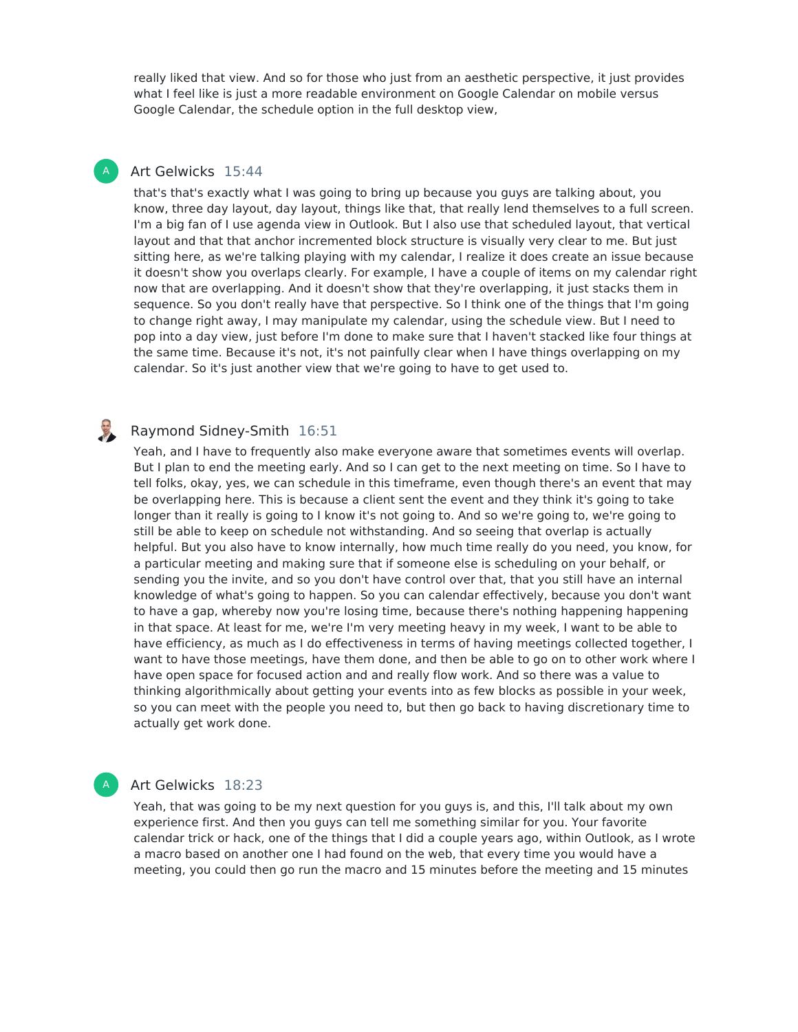really liked that view. And so for those who just from an aesthetic perspective, it just provides what I feel like is just a more readable environment on Google Calendar on mobile versus Google Calendar, the schedule option in the full desktop view,

**Art Gelwicks** 15:44

that's that's exactly what I was going to bring up because you guys are talking about, you know, three day layout, day layout, things like that, that really lend themselves to a full screen. I'm a big fan of I use agenda view in Outlook. But I also use that scheduled layout, that vertical layout and that that anchor incremented block structure is visually very clear to me. But just sitting here, as we're talking playing with my calendar, I realize it does create an issue because it doesn't show you overlaps clearly. For example, I have a couple of items on my calendar right now that are overlapping. And it doesn't show that they're overlapping, it just stacks them in sequence. So you don't really have that perspective. So I think one of the things that I'm going to change right away, I may manipulate my calendar, using the schedule view. But I need to pop into a day view, just before I'm done to make sure that I haven't stacked like four things at the same time. Because it's not, it's not painfully clear when I have things overlapping on my calendar. So it's just another view that we're going to have to get used to.

**Raymond Sidney-Smith** 16:51

Yeah, and I have to frequently also make everyone aware that sometimes events will overlap. But I plan to end the meeting early. And so I can get to the next meeting on time. So I have to tell folks, okay, yes, we can schedule in this timeframe, even though there's an event that may be overlapping here. This is because a client sent the event and they think it's going to take longer than it really is going to I know it's not going to. And so we're going to, we're going to still be able to keep on schedule not withstanding. And so seeing that overlap is actually helpful. But you also have to know internally, how much time really do you need, you know, for a particular meeting and making sure that if someone else is scheduling on your behalf, or sending you the invite, and so you don't have control over that, that you still have an internal knowledge of what's going to happen. So you can calendar effectively, because you don't want to have a gap, whereby now you're losing time, because there's nothing happening happening in that space. At least for me, we're I'm very meeting heavy in my week, I want to be able to have efficiency, as much as I do effectiveness in terms of having meetings collected together, I want to have those meetings, have them done, and then be able to go on to other work where I have open space for focused action and and really flow work. And so there was a value to thinking algorithmically about getting your events into as few blocks as possible in your week, so you can meet with the people you need to, but then go back to having discretionary time to actually get work done.

**Art Gelwicks** 18:23

Yeah, that was going to be my next question for you guys is, and this, I'll talk about my own experience first. And then you guys can tell me something similar for you. Your favorite calendar trick or hack, one of the things that I did a couple years ago, within Outlook, as I wrote a macro based on another one I had found on the web, that every time you would have a meeting, you could then go run the macro and 15 minutes before the meeting and 15 minutes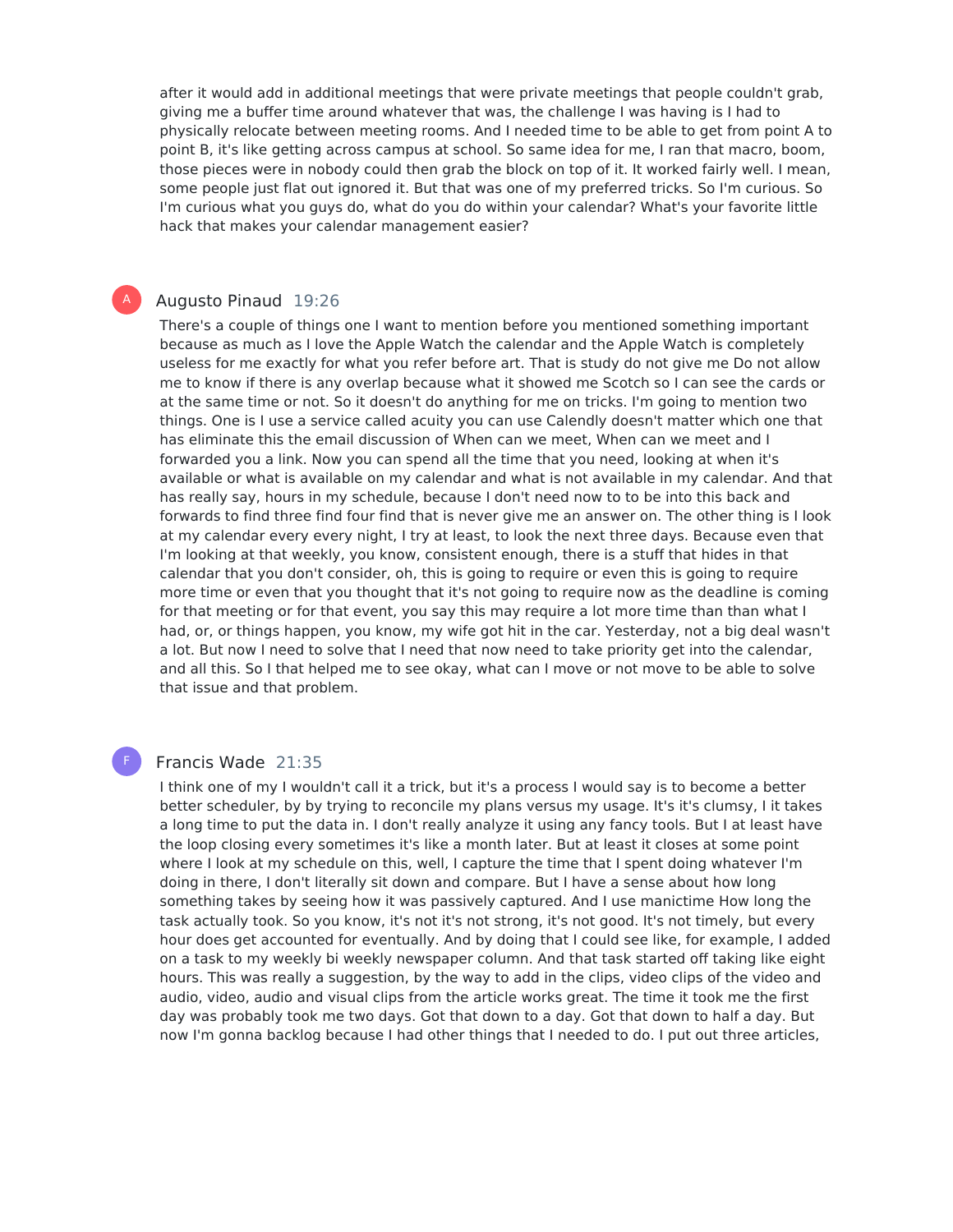after it would add in additional meetings that were private meetings that people couldn't grab, giving me a buffer time around whatever that was, the challenge I was having is I had to physically relocate between meeting rooms. And I needed time to be able to get from point A to point B, it's like getting across campus at school. So same idea for me, I ran that macro, boom, those pieces were in nobody could then grab the block on top of it. It worked fairly well. I mean, some people just flat out ignored it. But that was one of my preferred tricks. So I'm curious. So I'm curious what you guys do, what do you do within your calendar? What's your favorite little hack that makes your calendar management easier?

A Augusto Pinaud 19:26

There's a couple of things one I want to mention before you mentioned something important because as much as I love the Apple Watch the calendar and the Apple Watch is completely useless for me exactly for what you refer before art. That is study do not give me Do not allow me to know if there is any overlap because what it showed me Scotch so I can see the cards or at the same time or not. So it doesn't do anything for me on tricks. I'm going to mention two things. One is I use a service called acuity you can use Calendly doesn't matter which one that has eliminate this the email discussion of When can we meet, When can we meet and I forwarded you a link. Now you can spend all the time that you need, looking at when it's available or what is available on my calendar and what is not available in my calendar. And that has really say, hours in my schedule, because I don't need now to to be into this back and forwards to find three find four find that is never give me an answer on. The other thing is I look at my calendar every every night, I try at least, to look the next three days. Because even that I'm looking at that weekly, you know, consistent enough, there is a stuff that hides in that calendar that you don't consider, oh, this is going to require or even this is going to require more time or even that you thought that it's not going to require now as the deadline is coming for that meeting or for that event, you say this may require a lot more time than than what I had, or, or things happen, you know, my wife got hit in the car. Yesterday, not a big deal wasn't a lot. But now I need to solve that I need that now need to take priority get into the calendar, and all this. So I that helped me to see okay, what can I move or not move to be able to solve that issue and that problem.

F Francis Wade 21:35

I think one of my I wouldn't call it a trick, but it's a process I would say is to become a better better scheduler, by by trying to reconcile my plans versus my usage. It's it's clumsy, I it takes a long time to put the data in. I don't really analyze it using any fancy tools. But I at least have the loop closing every sometimes it's like a month later. But at least it closes at some point where I look at my schedule on this, well, I capture the time that I spent doing whatever I'm doing in there, I don't literally sit down and compare. But I have a sense about how long something takes by seeing how it was passively captured. And I use manictime How long the task actually took. So you know, it's not it's not strong, it's not good. It's not timely, but every hour does get accounted for eventually. And by doing that I could see like, for example, I added on a task to my weekly bi weekly newspaper column. And that task started off taking like eight hours. This was really a suggestion, by the way to add in the clips, video clips of the video and audio, video, audio and visual clips from the article works great. The time it took me the first day was probably took me two days. Got that down to a day. Got that down to half a day. But now I'm gonna backlog because I had other things that I needed to do. I put out three articles,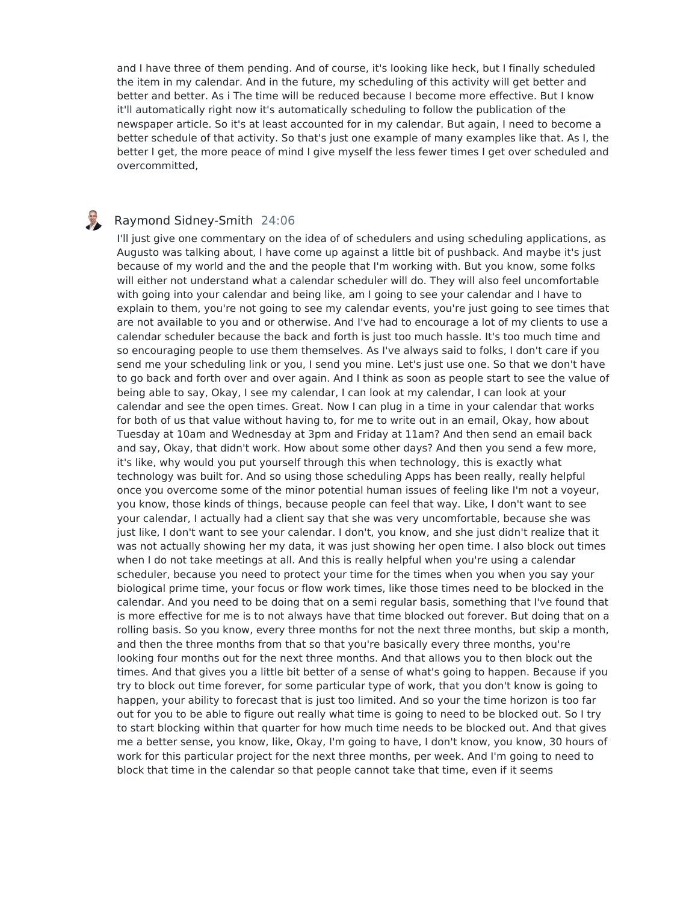and I have three of them pending. And of course, it's looking like heck, but I finally scheduled the item in my calendar. And in the future, my scheduling of this activity will get better and better and better. As i The time will be reduced because I become more effective. But I know it'll automatically right now it's automatically scheduling to follow the publication of the newspaper article. So it's at least accounted for in my calendar. But again, I need to become a better schedule of that activity. So that's just one example of many examples like that. As I, the better I get, the more peace of mind I give myself the less fewer times I get over scheduled and overcommitted,

Raymond Sidney-Smith 24:06

I'll just give one commentary on the idea of of schedulers and using scheduling applications, as Augusto was talking about, I have come up against a little bit of pushback. And maybe it's just because of my world and the and the people that I'm working with. But you know, some folks will either not understand what a calendar scheduler will do. They will also feel uncomfortable with going into your calendar and being like, am I going to see your calendar and I have to explain to them, you're not going to see my calendar events, you're just going to see times that are not available to you and or otherwise. And I've had to encourage a lot of my clients to use a calendar scheduler because the back and forth is just too much hassle. It's too much time and so encouraging people to use them themselves. As I've always said to folks, I don't care if you send me your scheduling link or you, I send you mine. Let's just use one. So that we don't have to go back and forth over and over again. And I think as soon as people start to see the value of being able to say, Okay, I see my calendar, I can look at my calendar, I can look at your calendar and see the open times. Great. Now I can plug in a time in your calendar that works for both of us that value without having to, for me to write out in an email, Okay, how about Tuesday at 10am and Wednesday at 3pm and Friday at 11am? And then send an email back and say, Okay, that didn't work. How about some other days? And then you send a few more, it's like, why would you put yourself through this when technology, this is exactly what technology was built for. And so using those scheduling Apps has been really, really helpful once you overcome some of the minor potential human issues of feeling like I'm not a voyeur, you know, those kinds of things, because people can feel that way. Like, I don't want to see your calendar, I actually had a client say that she was very uncomfortable, because she was just like, I don't want to see your calendar. I don't, you know, and she just didn't realize that it was not actually showing her my data, it was just showing her open time. I also block out times when I do not take meetings at all. And this is really helpful when you're using a calendar scheduler, because you need to protect your time for the times when you when you say your biological prime time, your focus or flow work times, like those times need to be blocked in the calendar. And you need to be doing that on a semi regular basis, something that I've found that is more effective for me is to not always have that time blocked out forever. But doing that on a rolling basis. So you know, every three months for not the next three months, but skip a month, and then the three months from that so that you're basically every three months, you're looking four months out for the next three months. And that allows you to then block out the times. And that gives you a little bit better of a sense of what's going to happen. Because if you try to block out time forever, for some particular type of work, that you don't know is going to happen, your ability to forecast that is just too limited. And so your the time horizon is too far out for you to be able to figure out really what time is going to need to be blocked out. So I try to start blocking within that quarter for how much time needs to be blocked out. And that gives me a better sense, you know, like, Okay, I'm going to have, I don't know, you know, 30 hours of work for this particular project for the next three months, per week. And I'm going to need to block that time in the calendar so that people cannot take that time, even if it seems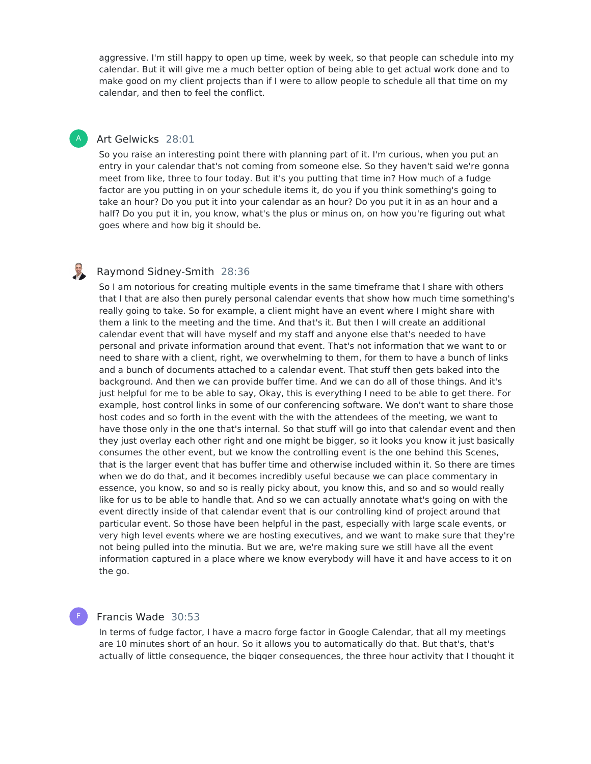aggressive. I'm still happy to open up time, week by week, so that people can schedule into my calendar. But it will give me a much better option of being able to get actual work done and to make good on my client projects than if I were to allow people to schedule all that time on my calendar, and then to feel the conflict.

**Art Gelwicks** 28:01

So you raise an interesting point there with planning part of it. I'm curious, when you put an entry in your calendar that's not coming from someone else. So they haven't said we're gonna meet from like, three to four today. But it's you putting that time in? How much of a fudge factor are you putting in on your schedule items it, do you if you think something's going to take an hour? Do you put it into your calendar as an hour? Do you put it in as an hour and a half? Do you put it in, you know, what's the plus or minus on, on how you're figuring out what goes where and how big it should be.

**Raymond Sidney-Smith** 28:36

So I am notorious for creating multiple events in the same timeframe that I share with others that I that are also then purely personal calendar events that show how much time something's really going to take. So for example, a client might have an event where I might share with them a link to the meeting and the time. And that's it. But then I will create an additional calendar event that will have myself and my staff and anyone else that's needed to have personal and private information around that event. That's not information that we want to or need to share with a client, right, we overwhelming to them, for them to have a bunch of links and a bunch of documents attached to a calendar event. That stuff then gets baked into the background. And then we can provide buffer time. And we can do all of those things. And it's just helpful for me to be able to say, Okay, this is everything I need to be able to get there. For example, host control links in some of our conferencing software. We don't want to share those host codes and so forth in the event with the with the attendees of the meeting, we want to have those only in the one that's internal. So that stuff will go into that calendar event and then they just overlay each other right and one might be bigger, so it looks you know it just basically consumes the other event, but we know the controlling event is the one behind this Scenes, that is the larger event that has buffer time and otherwise included within it. So there are times when we do do that, and it becomes incredibly useful because we can place commentary in essence, you know, so and so is really picky about, you know this, and so and so would really like for us to be able to handle that. And so we can actually annotate what's going on with the event directly inside of that calendar event that is our controlling kind of project around that particular event. So those have been helpful in the past, especially with large scale events, or very high level events where we are hosting executives, and we want to make sure that they're not being pulled into the minutia. But we are, we're making sure we still have all the event information captured in a place where we know everybody will have it and have access to it on the go.

**Francis Wade** 30:53

In terms of fudge factor, I have a macro forge factor in Google Calendar, that all my meetings are 10 minutes short of an hour. So it allows you to automatically do that. But that's, that's actually of little consequence, the bigger consequences, the three hour activity that I thought it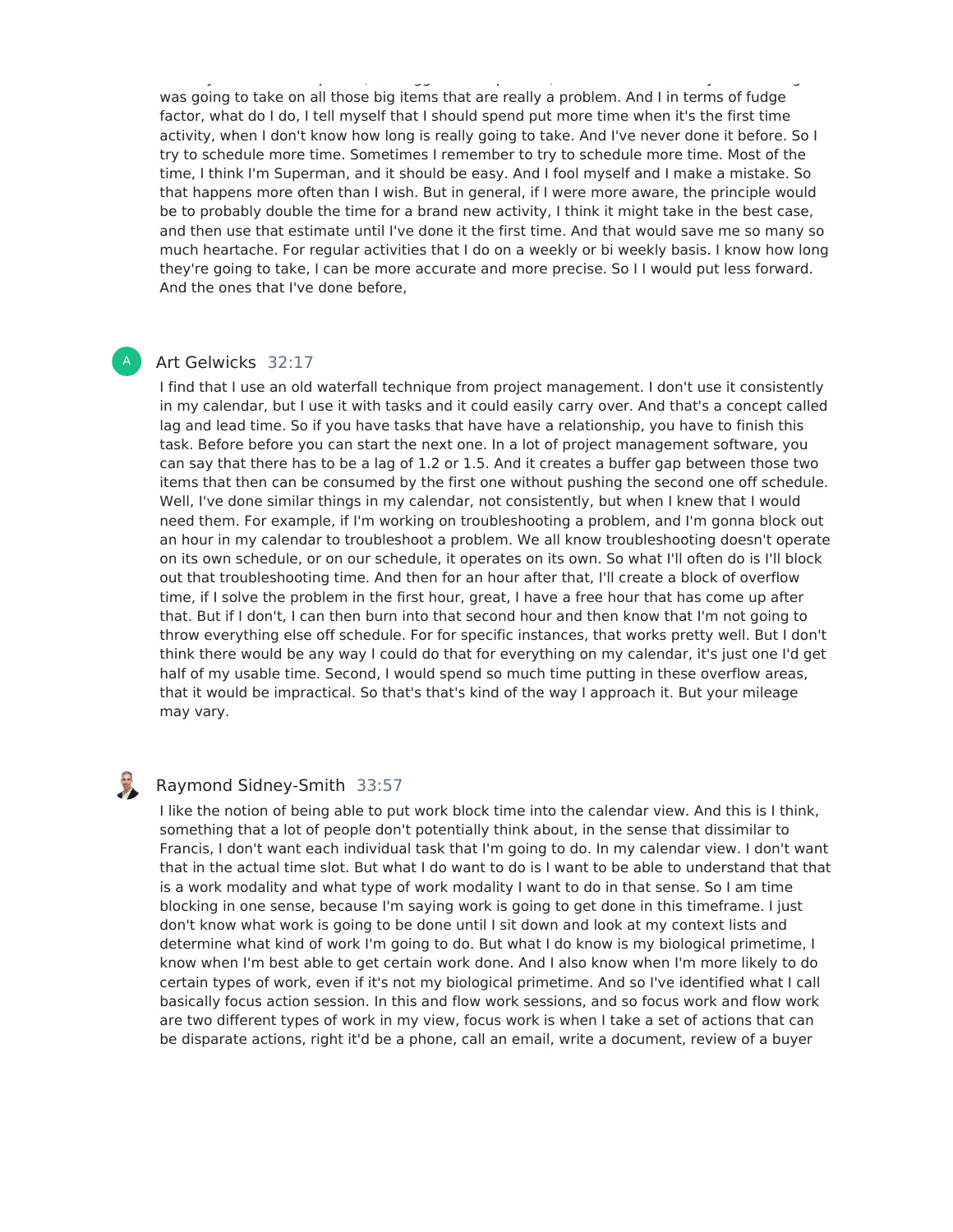was going to take on all those big items that are really a problem. And I in terms of fudge factor, what do I do, I tell myself that I should spend put more time when it's the first time activity, when I don't know how long is really going to take. And I've never done it before. So I try to schedule more time. Sometimes I remember to try to schedule more time. Most of the time, I think I'm Superman, and it should be easy. And I fool myself and I make a mistake. So that happens more often than I wish. But in general, if I were more aware, the principle would be to probably double the time for a brand new activity, I think it might take in the best case, and then use that estimate until I've done it the first time. And that would save me so many so much heartache. For regular activities that I do on a weekly or bi weekly basis. I know how long they're going to take, I can be more accurate and more precise. So I I would put less forward. And the ones that I've done before,

**Art Gelwicks** 32:17

I find that I use an old waterfall technique from project management. I don't use it consistently in my calendar, but I use it with tasks and it could easily carry over. And that's a concept called lag and lead time. So if you have tasks that have have a relationship, you have to finish this task. Before before you can start the next one. In a lot of project management software, you can say that there has to be a lag of 1.2 or 1.5. And it creates a buffer gap between those two items that then can be consumed by the first one without pushing the second one off schedule. Well, I've done similar things in my calendar, not consistently, but when I knew that I would need them. For example, if I'm working on troubleshooting a problem, and I'm gonna block out an hour in my calendar to troubleshoot a problem. We all know troubleshooting doesn't operate on its own schedule, or on our schedule, it operates on its own. So what I'll often do is I'll block out that troubleshooting time. And then for an hour after that, I'll create a block of overflow time, if I solve the problem in the first hour, great, I have a free hour that has come up after that. But if I don't, I can then burn into that second hour and then know that I'm not going to throw everything else off schedule. For for specific instances, that works pretty well. But I don't think there would be any way I could do that for everything on my calendar, it's just one I'd get half of my usable time. Second, I would spend so much time putting in these overflow areas, that it would be impractical. So that's that's kind of the way I approach it. But your mileage may vary.

**Raymond Sidney-Smith** 33:57

I like the notion of being able to put work block time into the calendar view. And this is I think, something that a lot of people don't potentially think about, in the sense that dissimilar to Francis, I don't want each individual task that I'm going to do. In my calendar view. I don't want that in the actual time slot. But what I do want to do is I want to be able to understand that that is a work modality and what type of work modality I want to do in that sense. So I am time blocking in one sense, because I'm saying work is going to get done in this timeframe. I just don't know what work is going to be done until I sit down and look at my context lists and determine what kind of work I'm going to do. But what I do know is my biological primetime, I know when I'm best able to get certain work done. And I also know when I'm more likely to do certain types of work, even if it's not my biological primetime. And so I've identified what I call basically focus action session. In this and flow work sessions, and so focus work and flow work are two different types of work in my view, focus work is when I take a set of actions that can be disparate actions, right it'd be a phone, call an email, write a document, review of a buyer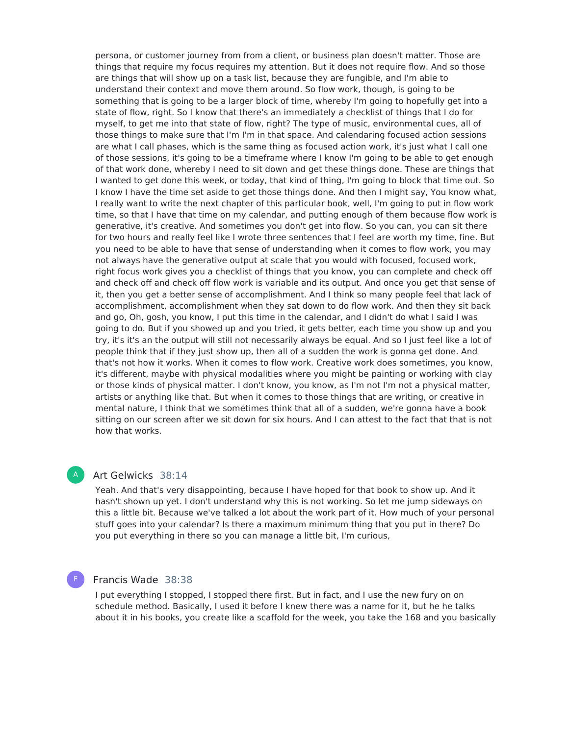persona, or customer journey from from a client, or business plan doesn't matter. Those are things that require my focus requires my attention. But it does not require flow. And so those are things that will show up on a task list, because they are fungible, and I'm able to understand their context and move them around. So flow work, though, is going to be something that is going to be a larger block of time, whereby I'm going to hopefully get into a state of flow, right. So I know that there's an immediately a checklist of things that I do for myself, to get me into that state of flow, right? The type of music, environmental cues, all of those things to make sure that I'm I'm in that space. And calendaring focused action sessions are what I call phases, which is the same thing as focused action work, it's just what I call one of those sessions, it's going to be a timeframe where I know I'm going to be able to get enough of that work done, whereby I need to sit down and get these things done. These are things that I wanted to get done this week, or today, that kind of thing, I'm going to block that time out. So I know I have the time set aside to get those things done. And then I might say, You know what, I really want to write the next chapter of this particular book, well, I'm going to put in flow work time, so that I have that time on my calendar, and putting enough of them because flow work is generative, it's creative. And sometimes you don't get into flow. So you can, you can sit there for two hours and really feel like I wrote three sentences that I feel are worth my time, fine. But you need to be able to have that sense of understanding when it comes to flow work, you may not always have the generative output at scale that you would with focused, focused work, right focus work gives you a checklist of things that you know, you can complete and check off and check off and check off flow work is variable and its output. And once you get that sense of it, then you get a better sense of accomplishment. And I think so many people feel that lack of accomplishment, accomplishment when they sat down to do flow work. And then they sit back and go, Oh, gosh, you know, I put this time in the calendar, and I didn't do what I said I was going to do. But if you showed up and you tried, it gets better, each time you show up and you try, it's it's an the output will still not necessarily always be equal. And so I just feel like a lot of people think that if they just show up, then all of a sudden the work is gonna get done. And that's not how it works. When it comes to flow work. Creative work does sometimes, you know, it's different, maybe with physical modalities where you might be painting or working with clay or those kinds of physical matter. I don't know, you know, as I'm not I'm not a physical matter, artists or anything like that. But when it comes to those things that are writing, or creative in mental nature, I think that we sometimes think that all of a sudden, we're gonna have a book sitting on our screen after we sit down for six hours. And I can attest to the fact that that is not how that works.

**Art Gelwicks** 38:14

Yeah. And that's very disappointing, because I have hoped for that book to show up. And it hasn't shown up yet. I don't understand why this is not working. So let me jump sideways on this a little bit. Because we've talked a lot about the work part of it. How much of your personal stuff goes into your calendar? Is there a maximum minimum thing that you put in there? Do you put everything in there so you can manage a little bit, I'm curious,

**Francis Wade** 38:38

I put everything I stopped, I stopped there first. But in fact, and I use the new fury on on schedule method. Basically, I used it before I knew there was a name for it, but he he talks about it in his books, you create like a scaffold for the week, you take the 168 and you basically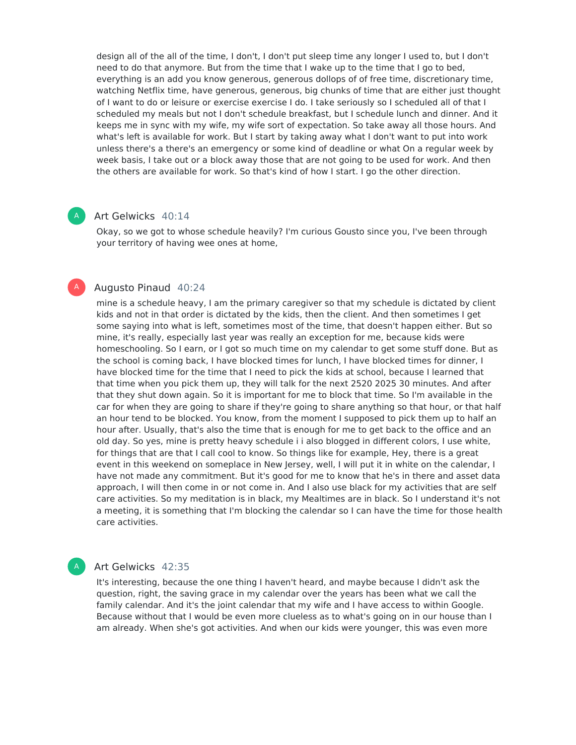design all of the all of the time, I don't, I don't put sleep time any longer I used to, but I don't need to do that anymore. But from the time that I wake up to the time that I go to bed, everything is an add you know generous, generous dollops of of free time, discretionary time, watching Netflix time, have generous, generous, big chunks of time that are either just thought of I want to do or leisure or exercise exercise I do. I take seriously so I scheduled all of that I scheduled my meals but not I don't schedule breakfast, but I schedule lunch and dinner. And it keeps me in sync with my wife, my wife sort of expectation. So take away all those hours. And what's left is available for work. But I start by taking away what I don't want to put into work unless there's a there's an emergency or some kind of deadline or what On a regular week by week basis, I take out or a block away those that are not going to be used for work. And then the others are available for work. So that's kind of how I start. I go the other direction.

**Art Gelwicks** 40:14

Okay, so we got to whose schedule heavily? I'm curious Gousto since you, I've been through your territory of having wee ones at home,

**Augusto Pinaud** 40:24

mine is a schedule heavy, I am the primary caregiver so that my schedule is dictated by client kids and not in that order is dictated by the kids, then the client. And then sometimes I get some saying into what is left, sometimes most of the time, that doesn't happen either. But so mine, it's really, especially last year was really an exception for me, because kids were homeschooling. So I earn, or I got so much time on my calendar to get some stuff done. But as the school is coming back, I have blocked times for lunch, I have blocked times for dinner, I have blocked time for the time that I need to pick the kids at school, because I learned that that time when you pick them up, they will talk for the next 2520 2025 30 minutes. And after that they shut down again. So it is important for me to block that time. So I'm available in the car for when they are going to share if they're going to share anything so that hour, or that half an hour tend to be blocked. You know, from the moment I supposed to pick them up to half an hour after. Usually, that's also the time that is enough for me to get back to the office and an old day. So yes, mine is pretty heavy schedule i i also blogged in different colors, I use white, for things that are that I call cool to know. So things like for example, Hey, there is a great event in this weekend on someplace in New Jersey, well, I will put it in white on the calendar, I have not made any commitment. But it's good for me to know that he's in there and asset data approach, I will then come in or not come in. And I also use black for my activities that are self care activities. So my meditation is in black, my Mealtimes are in black. So I understand it's not a meeting, it is something that I'm blocking the calendar so I can have the time for those health care activities.

**Art Gelwicks** 42:35

It's interesting, because the one thing I haven't heard, and maybe because I didn't ask the question, right, the saving grace in my calendar over the years has been what we call the family calendar. And it's the joint calendar that my wife and I have access to within Google. Because without that I would be even more clueless as to what's going on in our house than I am already. When she's got activities. And when our kids were younger, this was even more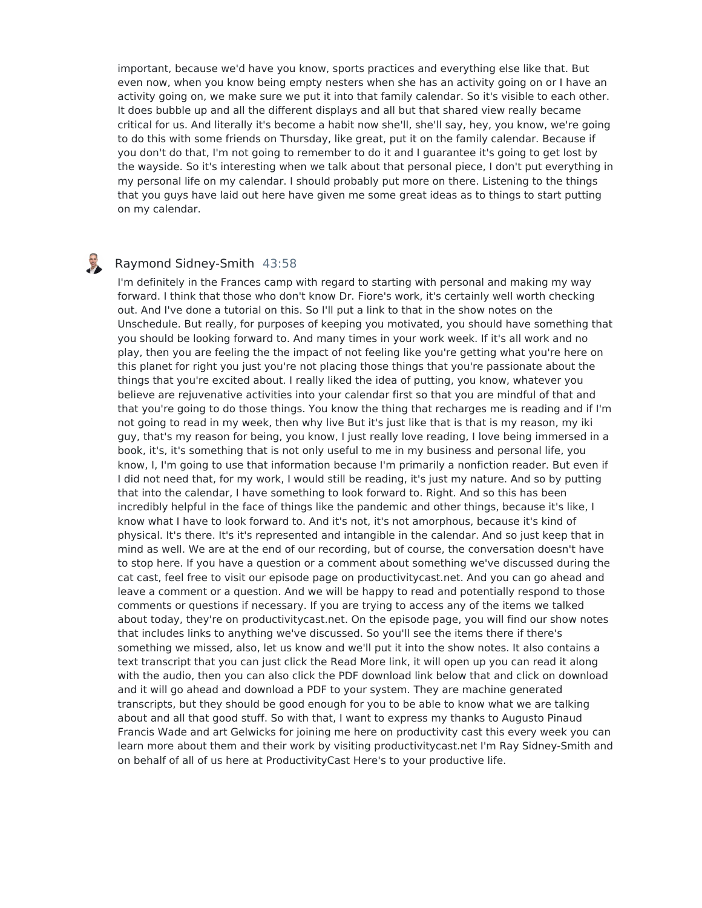important, because we'd have you know, sports practices and everything else like that. But even now, when you know being empty nesters when she has an activity going on or I have an activity going on, we make sure we put it into that family calendar. So it's visible to each other. It does bubble up and all the different displays and all but that shared view really became critical for us. And literally it's become a habit now she'll, she'll say, hey, you know, we're going to do this with some friends on Thursday, like great, put it on the family calendar. Because if you don't do that, I'm not going to remember to do it and I guarantee it's going to get lost by the wayside. So it's interesting when we talk about that personal piece, I don't put everything in my personal life on my calendar. I should probably put more on there. Listening to the things that you guys have laid out here have given me some great ideas as to things to start putting on my calendar.

Raymond Sidney-Smith 43:58

I'm definitely in the Frances camp with regard to starting with personal and making my way forward. I think that those who don't know Dr. Fiore's work, it's certainly well worth checking out. And I've done a tutorial on this. So I'll put a link to that in the show notes on the Unschedule. But really, for purposes of keeping you motivated, you should have something that you should be looking forward to. And many times in your work week. If it's all work and no play, then you are feeling the the impact of not feeling like you're getting what you're here on this planet for right you just you're not placing those things that you're passionate about the things that you're excited about. I really liked the idea of putting, you know, whatever you believe are rejuvenative activities into your calendar first so that you are mindful of that and that you're going to do those things. You know the thing that recharges me is reading and if I'm not going to read in my week, then why live But it's just like that is that is my reason, my iki guy, that's my reason for being, you know, I just really love reading, I love being immersed in a book, it's, it's something that is not only useful to me in my business and personal life, you know, I, I'm going to use that information because I'm primarily a nonfiction reader. But even if I did not need that, for my work, I would still be reading, it's just my nature. And so by putting that into the calendar, I have something to look forward to. Right. And so this has been incredibly helpful in the face of things like the pandemic and other things, because it's like, I know what I have to look forward to. And it's not, it's not amorphous, because it's kind of physical. It's there. It's it's represented and intangible in the calendar. And so just keep that in mind as well. We are at the end of our recording, but of course, the conversation doesn't have to stop here. If you have a question or a comment about something we've discussed during the cat cast, feel free to visit our episode page on productivitycast.net. And you can go ahead and leave a comment or a question. And we will be happy to read and potentially respond to those comments or questions if necessary. If you are trying to access any of the items we talked about today, they're on productivitycast.net. On the episode page, you will find our show notes that includes links to anything we've discussed. So you'll see the items there if there's something we missed, also, let us know and we'll put it into the show notes. It also contains a text transcript that you can just click the Read More link, it will open up you can read it along with the audio, then you can also click the PDF download link below that and click on download and it will go ahead and download a PDF to your system. They are machine generated transcripts, but they should be good enough for you to be able to know what we are talking about and all that good stuff. So with that, I want to express my thanks to Augusto Pinaud Francis Wade and art Gelwicks for joining me here on productivity cast this every week you can learn more about them and their work by visiting productivitycast.net I'm Ray Sidney-Smith and on behalf of all of us here at ProductivityCast Here's to your productive life.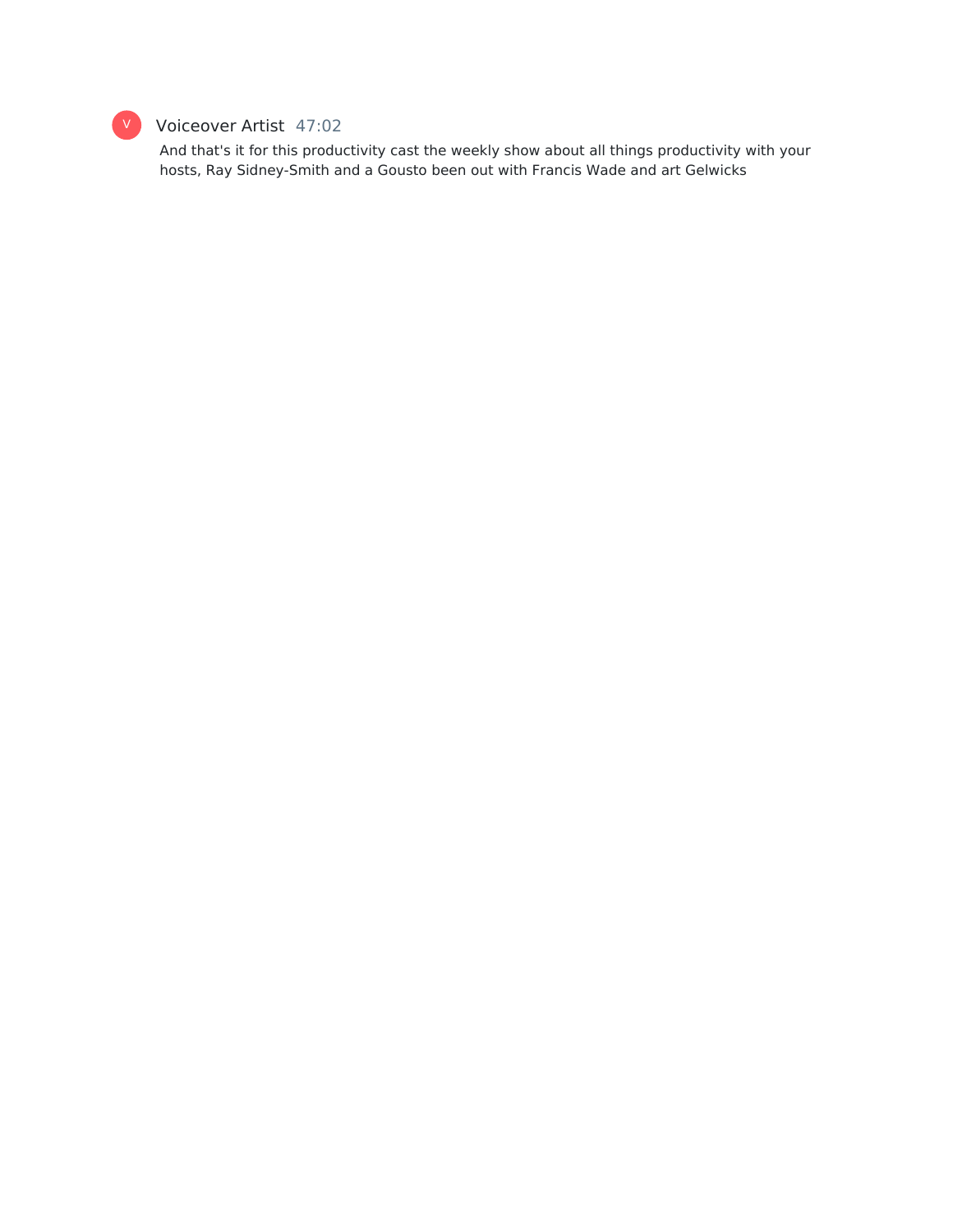V

Voiceover Artist 47:02

And that's it for this productivity cast the weekly show about all things productivity with your hosts, Ray Sidney-Smith and a Gousto been out with Francis Wade and art Gelwicks